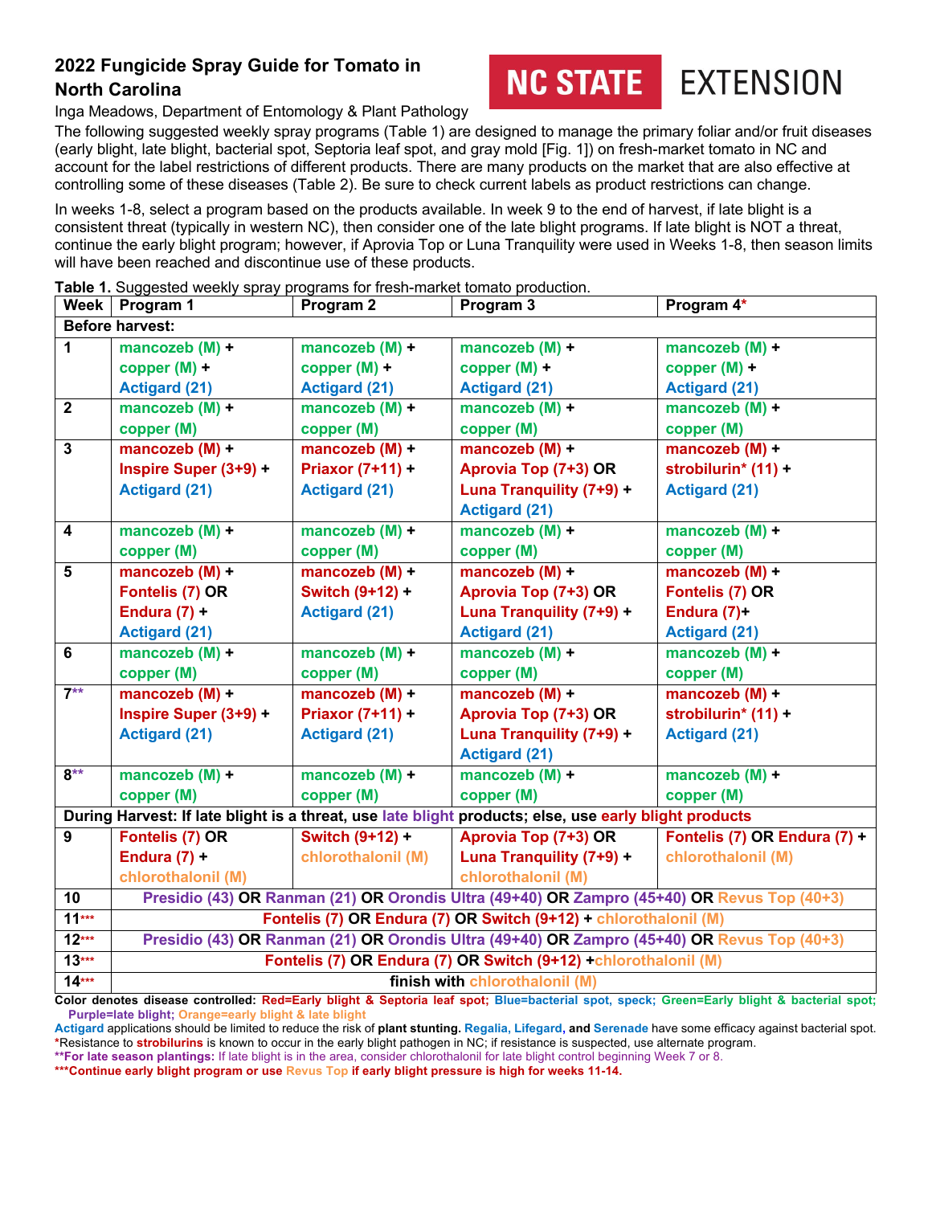# 2022 Fungicide Spray Guide for Tomato in North Carolina

NC STATE EXTENSION

Inga Meadows, Department of Entomology & Plant Pathology

The following suggested weekly spray programs (Table 1) are designed to manage the primary foliar and/or fruit diseases (early blight, late blight, bacterial spot, Septoria leaf spot, and gray mold [Fig. 1]) on fresh-market tomato in NC and account for the label restrictions of different products. There are many products on the market that are also effective at controlling some of these diseases (Table 2). Be sure to check current labels as product restrictions can change.

In weeks 1-8, select a program based on the products available. In week 9 to the end of harvest, if late blight is a consistent threat (typically in western NC), then consider one of the late blight programs. If late blight is NOT a threat, continue the early blight program; however, if Aprovia Top or Luna Tranquility were used in Weeks 1-8, then season limits will have been reached and discontinue use of these products.

**Table 1.** Suggested weekly spray programs for fresh-market tomato production.

| Week | Program 1 | Program 2 | Program 3 | Program 4* |
|---|---|---|---|---|
| **Before harvest:** | | | | |
| 1 | mancozeb (M) + copper (M) + Actigard (21) | mancozeb (M) + copper (M) + Actigard (21) | mancozeb (M) + copper (M) + Actigard (21) | mancozeb (M) + copper (M) + Actigard (21) |
| 2 | mancozeb (M) + copper (M) | mancozeb (M) + copper (M) | mancozeb (M) + copper (M) | mancozeb (M) + copper (M) |
| 3 | mancozeb (M) + Inspire Super (3+9) + Actigard (21) | mancozeb (M) + Priaxor (7+11) + Actigard (21) | mancozeb (M) + Aprovia Top (7+3) OR Luna Tranquility (7+9) + Actigard (21) | mancozeb (M) + strobilurin* (11) + Actigard (21) |
| 4 | mancozeb (M) + copper (M) | mancozeb (M) + copper (M) | mancozeb (M) + copper (M) | mancozeb (M) + copper (M) |
| 5 | mancozeb (M) + Fontelis (7) OR Endura (7) + Actigard (21) | mancozeb (M) + Switch (9+12) + Actigard (21) | mancozeb (M) + Aprovia Top (7+3) OR Luna Tranquility (7+9) + Actigard (21) | mancozeb (M) + Fontelis (7) OR Endura (7)+ Actigard (21) |
| 6 | mancozeb (M) + copper (M) | mancozeb (M) + copper (M) | mancozeb (M) + copper (M) | mancozeb (M) + copper (M) |
| 7** | mancozeb (M) + Inspire Super (3+9) + Actigard (21) | mancozeb (M) + Priaxor (7+11) + Actigard (21) | mancozeb (M) + Aprovia Top (7+3) OR Luna Tranquility (7+9) + Actigard (21) | mancozeb (M) + strobilurin* (11) + Actigard (21) |
| 8** | mancozeb (M) + copper (M) | mancozeb (M) + copper (M) | mancozeb (M) + copper (M) | mancozeb (M) + copper (M) |
| **During Harvest: If late blight is a threat, use late blight products; else, use early blight products** | | | | |
| 9 | Fontelis (7) OR Endura (7) + chlorothalonil (M) | Switch (9+12) + chlorothalonil (M) | Aprovia Top (7+3) OR Luna Tranquility (7+9) + chlorothalonil (M) | Fontelis (7) OR Endura (7) + chlorothalonil (M) |
| 10 | Presidio (43) OR Ranman (21) OR Orondis Ultra (49+40) OR Zampro (45+40) OR Revus Top (40+3) | | | |
| 11*** | Fontelis (7) OR Endura (7) OR Switch (9+12) + chlorothalonil (M) | | | |
| 12*** | Presidio (43) OR Ranman (21) OR Orondis Ultra (49+40) OR Zampro (45+40) OR Revus Top (40+3) | | | |
| 13*** | Fontelis (7) OR Endura (7) OR Switch (9+12) +chlorothalonil (M) | | | |
| 14*** | finish with chlorothalonil (M) | | | |

**Color denotes disease controlled: Red=Early blight & Septoria leaf spot; Blue=bacterial spot, speck; Green=Early blight & bacterial spot; Purple=late blight; Orange=early blight & late blight**

Actigard applications should be limited to reduce the risk of **plant stunting. Regalia, Lifegard,** and **Serenade** have some efficacy against bacterial spot.

*Resistance to **strobilurins** is known to occur in the early blight pathogen in NC; if resistance is suspected, use alternate program.

****For late season plantings:** If late blight is in the area, consider chlorothalonil for late blight control beginning Week 7 or 8.

*****Continue early blight program or use Revus Top if early blight pressure is high for weeks 11-14.**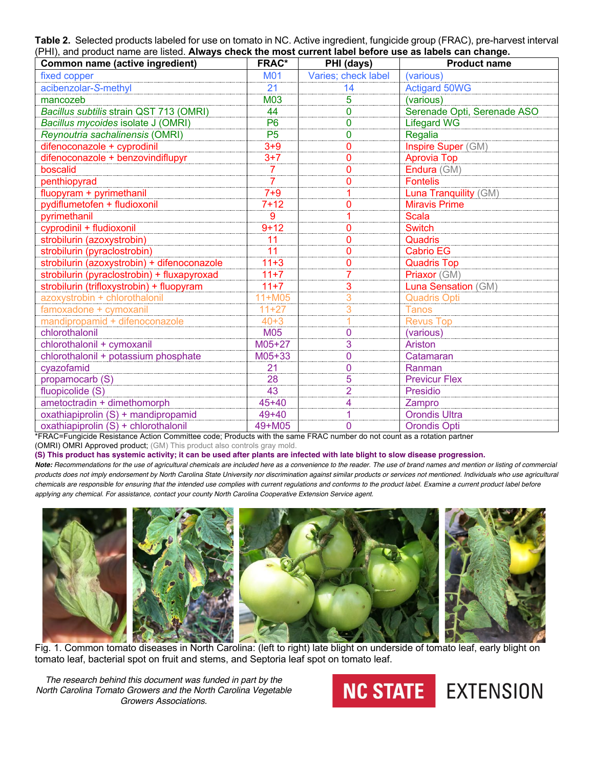**Table 2.** Selected products labeled for use on tomato in NC. Active ingredient, fungicide group (FRAC), pre-harvest interval (PHI), and product name are listed. **Always check the most current label before use as labels can change.**

| Common name (active ingredient) | FRAC* | PHI (days) | Product name |
|---|---|---|---|
| fixed copper | M01 | Varies; check label | (various) |
| acibenzolar-*S*-methyl | 21 | 14 | Actigard 50WG |
| mancozeb | M03 | 5 | (various) |
| *Bacillus subtilis* strain QST 713 (OMRI) | 44 | 0 | Serenade Opti, Serenade ASO |
| *Bacillus mycoides* isolate J (OMRI) | P6 | 0 | Lifegard WG |
| *Reynoutria sachalinensis* (OMRI) | P5 | 0 | Regalia |
| difenoconazole + cyprodinil | 3+9 | 0 | Inspire Super (GM) |
| difenoconazole + benzovindiflupyr | 3+7 | 0 | Aprovia Top |
| boscalid | 7 | 0 | Endura (GM) |
| penthiopyrad | 7 | 0 | Fontelis |
| fluopyram + pyrimethanil | 7+9 | 1 | Luna Tranquility (GM) |
| pydiflumetofen + fludioxonil | 7+12 | 0 | Miravis Prime |
| pyrimethanil | 9 | 1 | Scala |
| cyprodinil + fludioxonil | 9+12 | 0 | Switch |
| strobilurin (azoxystrobin) | 11 | 0 | Quadris |
| strobilurin (pyraclostrobin) | 11 | 0 | Cabrio EG |
| strobilurin (azoxystrobin) + difenoconazole | 11+3 | 0 | Quadris Top |
| strobilurin (pyraclostrobin) + fluxapyroxad | 11+7 | 7 | Priaxor (GM) |
| strobilurin (trifloxystrobin) + fluopyram | 11+7 | 3 | Luna Sensation (GM) |
| azoxystrobin + chlorothalonil | 11+M05 | 3 | Quadris Opti |
| famoxadone + cymoxanil | 11+27 | 3 | Tanos |
| mandipropamid + difenoconazole | 40+3 | 1 | Revus Top |
| chlorothalonil | M05 | 0 | (various) |
| chlorothalonil + cymoxanil | M05+27 | 3 | Ariston |
| chlorothalonil + potassium phosphate | M05+33 | 0 | Catamaran |
| cyazofamid | 21 | 0 | Ranman |
| propamocarb (S) | 28 | 5 | Previcur Flex |
| fluopicolide (S) | 43 | 2 | Presidio |
| ametoctradin + dimethomorph | 45+40 | 4 | Zampro |
| oxathiapiprolin (S) + mandipropamid | 49+40 | 1 | Orondis Ultra |
| oxathiapiprolin (S) + chlorothalonil | 49+M05 | 0 | Orondis Opti |

*FRAC=Fungicide Resistance Action Committee code; Products with the same FRAC number do not count as a rotation partner
(OMRI) OMRI Approved product; (GM) This product also controls gray mold.
**(S) This product has systemic activity; it can be used after plants are infected with late blight to slow disease progression.**

***Note:*** *Recommendations for the use of agricultural chemicals are included here as a convenience to the reader. The use of brand names and mention or listing of commercial products does not imply endorsement by North Carolina State University nor discrimination against similar products or services not mentioned. Individuals who use agricultural chemicals are responsible for ensuring that the intended use complies with current regulations and conforms to the product label. Examine a current product label before applying any chemical. For assistance, contact your county North Carolina Cooperative Extension Service agent.*

Fig. 1. Common tomato diseases in North Carolina: (left to right) late blight on underside of tomato leaf, early blight on tomato leaf, bacterial spot on fruit and stems, and Septoria leaf spot on tomato leaf.

*The research behind this document was funded in part by the North Carolina Tomato Growers and the North Carolina Vegetable Growers Associations.*

NC STATE EXTENSION